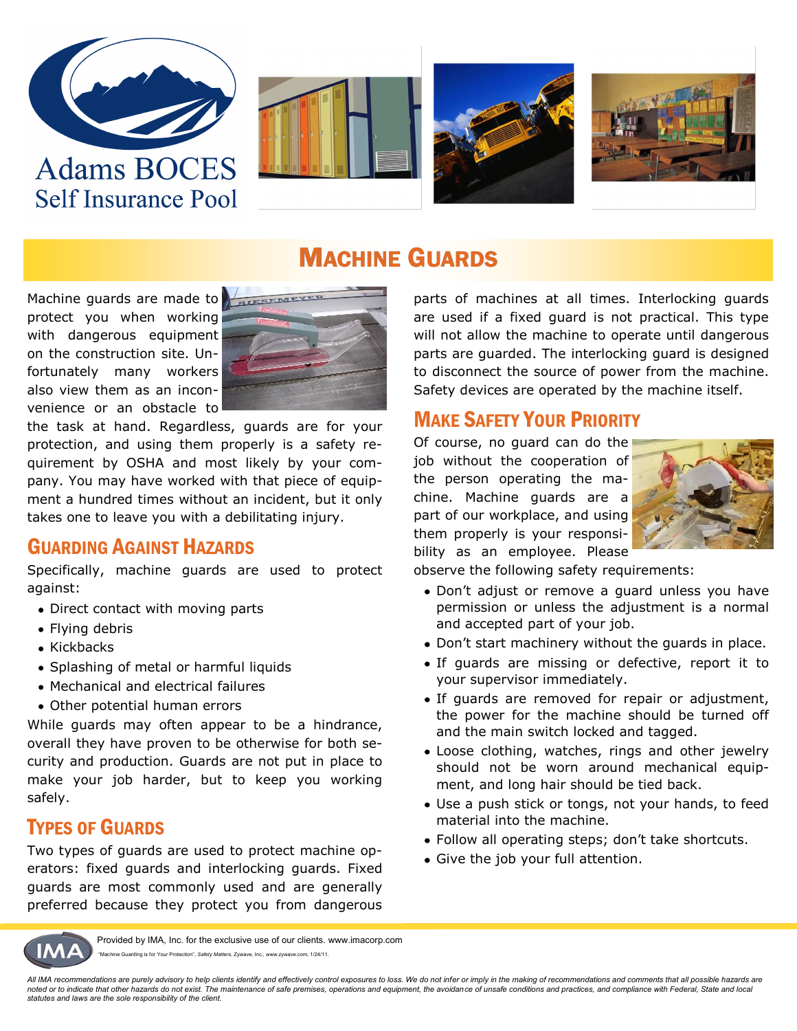Adams BOCES
Self Insurance Pool

# Machine Guards

Machine guards are made to protect you when working with dangerous equipment on the construction site. Unfortunately many workers also view them as an inconvenience or an obstacle to the task at hand. Regardless, guards are for your protection, and using them properly is a safety requirement by OSHA and most likely by your company. You may have worked with that piece of equipment a hundred times without an incident, but it only takes one to leave you with a debilitating injury.

## Guarding Against Hazards

Specifically, machine guards are used to protect against:

- Direct contact with moving parts
- Flying debris
- Kickbacks
- Splashing of metal or harmful liquids
- Mechanical and electrical failures
- Other potential human errors

While guards may often appear to be a hindrance, overall they have proven to be otherwise for both security and production. Guards are not put in place to make your job harder, but to keep you working safely.

## Types of Guards

Two types of guards are used to protect machine operators: fixed guards and interlocking guards. Fixed guards are most commonly used and are generally preferred because they protect you from dangerous parts of machines at all times. Interlocking guards are used if a fixed guard is not practical. This type will not allow the machine to operate until dangerous parts are guarded. The interlocking guard is designed to disconnect the source of power from the machine. Safety devices are operated by the machine itself.

## Make Safety Your Priority

Of course, no guard can do the job without the cooperation of the person operating the machine. Machine guards are a part of our workplace, and using them properly is your responsibility as an employee. Please observe the following safety requirements:

- Don't adjust or remove a guard unless you have permission or unless the adjustment is a normal and accepted part of your job.
- Don't start machinery without the guards in place.
- If guards are missing or defective, report it to your supervisor immediately.
- If guards are removed for repair or adjustment, the power for the machine should be turned off and the main switch locked and tagged.
- Loose clothing, watches, rings and other jewelry should not be worn around mechanical equipment, and long hair should be tied back.
- Use a push stick or tongs, not your hands, to feed material into the machine.
- Follow all operating steps; don't take shortcuts.
- Give the job your full attention.

Provided by IMA, Inc. for the exclusive use of our clients. www.imacorp.com

"Machine Guarding is for Your Protection", *Safety Matters*, Zywave, Inc., www.zywave.com, 1/24/11.

*All IMA recommendations are purely advisory to help clients identify and effectively control exposures to loss. We do not infer or imply in the making of recommendations and comments that all possible hazards are noted or to indicate that other hazards do not exist. The maintenance of safe premises, operations and equipment, the avoidance of unsafe conditions and practices, and compliance with Federal, State and local statutes and laws are the sole responsibility of the client.*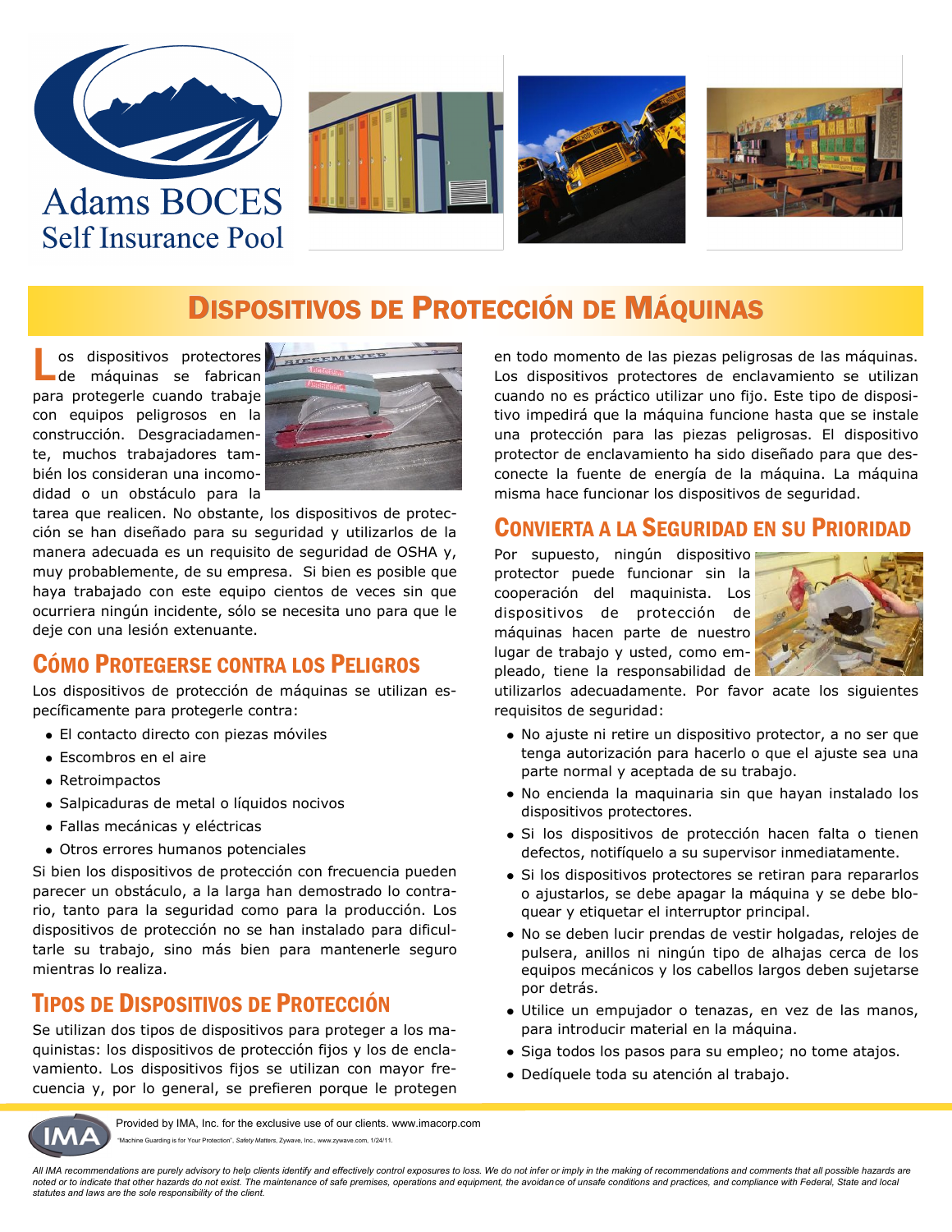Adams BOCES
Self Insurance Pool

# Dispositivos de Protección de Máquinas

Los dispositivos protectores de máquinas se fabrican para protegerle cuando trabaje con equipos peligrosos en la construcción. Desgraciadamente, muchos trabajadores también los consideran una incomodidad o un obstáculo para la tarea que realicen. No obstante, los dispositivos de protección se han diseñado para su seguridad y utilizarlos de la manera adecuada es un requisito de seguridad de OSHA y, muy probablemente, de su empresa. Si bien es posible que haya trabajado con este equipo cientos de veces sin que ocurriera ningún incidente, sólo se necesita uno para que le deje con una lesión extenuante.

## Cómo Protegerse contra los Peligros

Los dispositivos de protección de máquinas se utilizan específicamente para protegerle contra:

- El contacto directo con piezas móviles
- Escombros en el aire
- Retroimpactos
- Salpicaduras de metal o líquidos nocivos
- Fallas mecánicas y eléctricas
- Otros errores humanos potenciales

Si bien los dispositivos de protección con frecuencia pueden parecer un obstáculo, a la larga han demostrado lo contrario, tanto para la seguridad como para la producción. Los dispositivos de protección no se han instalado para dificultarle su trabajo, sino más bien para mantenerle seguro mientras lo realiza.

## Tipos de Dispositivos de Protección

Se utilizan dos tipos de dispositivos para proteger a los maquinistas: los dispositivos de protección fijos y los de enclavamiento. Los dispositivos fijos se utilizan con mayor frecuencia y, por lo general, se prefieren porque le protegen en todo momento de las piezas peligrosas de las máquinas. Los dispositivos protectores de enclavamiento se utilizan cuando no es práctico utilizar uno fijo. Este tipo de dispositivo impedirá que la máquina funcione hasta que se instale una protección para las piezas peligrosas. El dispositivo protector de enclavamiento ha sido diseñado para que desconecte la fuente de energía de la máquina. La máquina misma hace funcionar los dispositivos de seguridad.

## Convierta a la Seguridad en su Prioridad

Por supuesto, ningún dispositivo protector puede funcionar sin la cooperación del maquinista. Los dispositivos de protección de máquinas hacen parte de nuestro lugar de trabajo y usted, como empleado, tiene la responsabilidad de utilizarlos adecuadamente. Por favor acate los siguientes requisitos de seguridad:

- No ajuste ni retire un dispositivo protector, a no ser que tenga autorización para hacerlo o que el ajuste sea una parte normal y aceptada de su trabajo.
- No encienda la maquinaria sin que hayan instalado los dispositivos protectores.
- Si los dispositivos de protección hacen falta o tienen defectos, notifíquelo a su supervisor inmediatamente.
- Si los dispositivos protectores se retiran para repararlos o ajustarlos, se debe apagar la máquina y se debe bloquear y etiquetar el interruptor principal.
- No se deben lucir prendas de vestir holgadas, relojes de pulsera, anillos ni ningún tipo de alhajas cerca de los equipos mecánicos y los cabellos largos deben sujetarse por detrás.
- Utilice un empujador o tenazas, en vez de las manos, para introducir material en la máquina.
- Siga todos los pasos para su empleo; no tome atajos.
- Dedíquele toda su atención al trabajo.

Provided by IMA, Inc. for the exclusive use of our clients. www.imacorp.com

"Machine Guarding is for Your Protection", *Safety Matters*, Zywave, Inc., www.zywave.com, 1/24/11.

*All IMA recommendations are purely advisory to help clients identify and effectively control exposures to loss. We do not infer or imply in the making of recommendations and comments that all possible hazards are noted or to indicate that other hazards do not exist. The maintenance of safe premises, operations and equipment, the avoidance of unsafe conditions and practices, and compliance with Federal, State and local statutes and laws are the sole responsibility of the client.*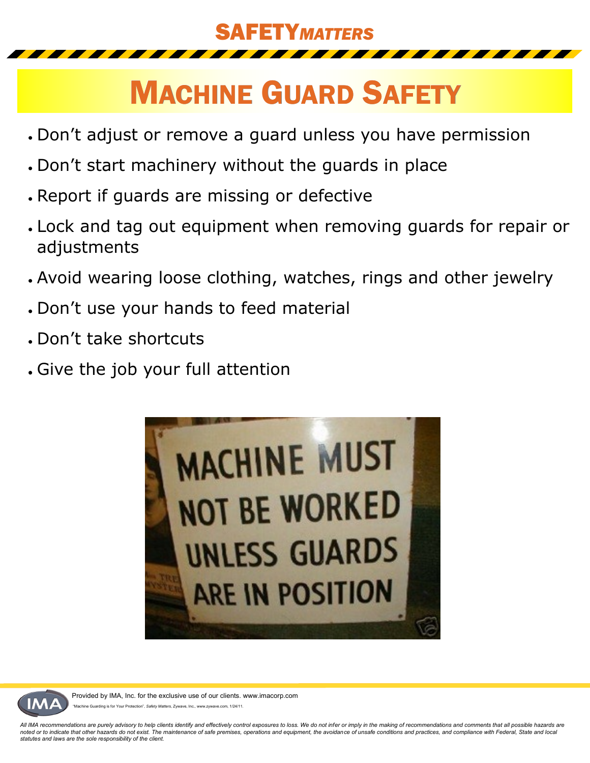# Machine Guard Safety

- Don't adjust or remove a guard unless you have permission
- Don't start machinery without the guards in place
- Report if guards are missing or defective
- Lock and tag out equipment when removing guards for repair or adjustments
- Avoid wearing loose clothing, watches, rings and other jewelry
- Don't use your hands to feed material
- Don't take shortcuts
- Give the job your full attention

MACHINE MUST NOT BE WORKED UNLESS GUARDS ARE IN POSITION

Provided by IMA, Inc. for the exclusive use of our clients. www.imacorp.com

"Machine Guarding is for Your Protection", *Safety Matters*, Zywave, Inc., www.zywave.com, 1/24/11.

*All IMA recommendations are purely advisory to help clients identify and effectively control exposures to loss. We do not infer or imply in the making of recommendations and comments that all possible hazards are noted or to indicate that other hazards do not exist. The maintenance of safe premises, operations and equipment, the avoidance of unsafe conditions and practices, and compliance with Federal, State and local statutes and laws are the sole responsibility of the client.*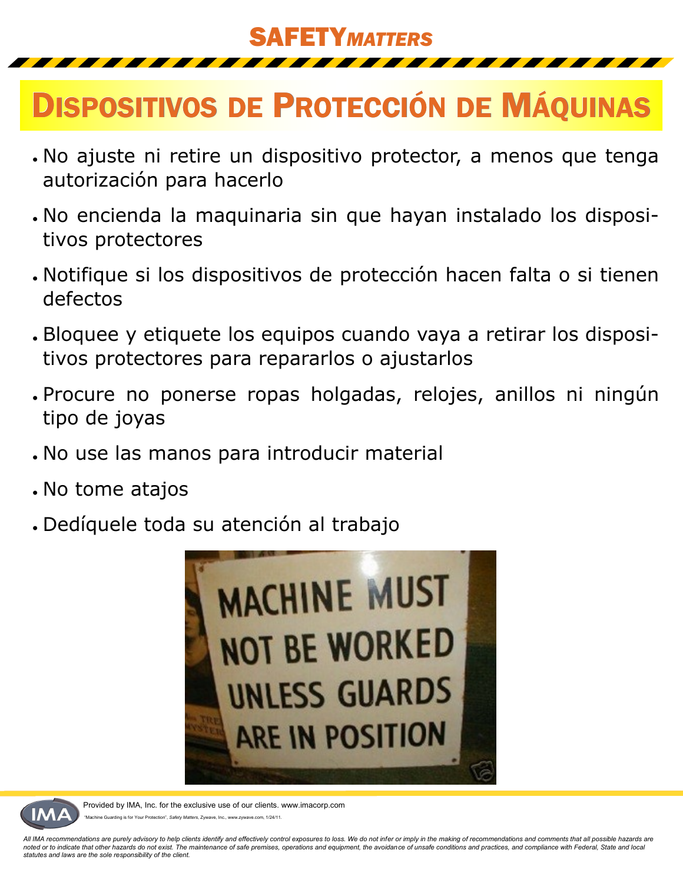# SAFETY*MATTERS*

## Dispositivos de Protección de Máquinas

- No ajuste ni retire un dispositivo protector, a menos que tenga autorización para hacerlo
- No encienda la maquinaria sin que hayan instalado los dispositivos protectores
- Notifique si los dispositivos de protección hacen falta o si tienen defectos
- Bloquee y etiquete los equipos cuando vaya a retirar los dispositivos protectores para repararlos o ajustarlos
- Procure no ponerse ropas holgadas, relojes, anillos ni ningún tipo de joyas
- No use las manos para introducir material
- No tome atajos
- Dedíquele toda su atención al trabajo

MACHINE MUST NOT BE WORKED UNLESS GUARDS ARE IN POSITION

Provided by IMA, Inc. for the exclusive use of our clients. www.imacorp.com

"Machine Guarding is for Your Protection", *Safety Matters*, Zywave, Inc., www.zywave.com, 1/24/11.

*All IMA recommendations are purely advisory to help clients identify and effectively control exposures to loss. We do not infer or imply in the making of recommendations and comments that all possible hazards are noted or to indicate that other hazards do not exist. The maintenance of safe premises, operations and equipment, the avoidance of unsafe conditions and practices, and compliance with Federal, State and local statutes and laws are the sole responsibility of the client.*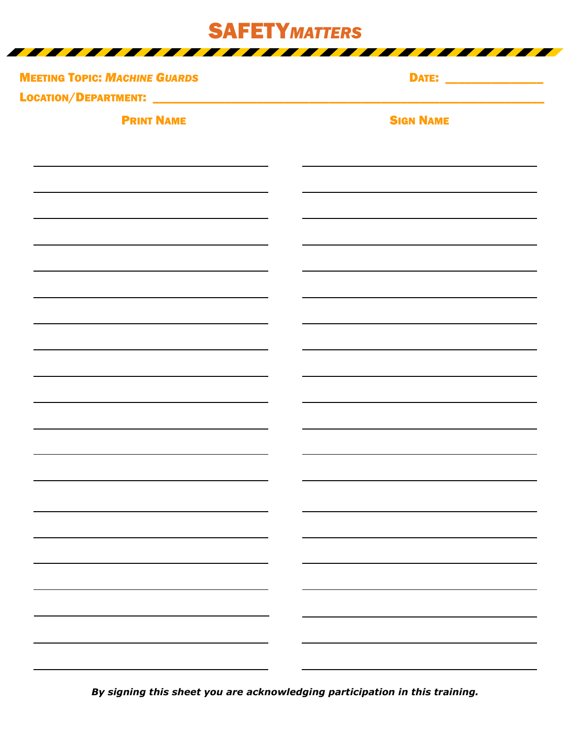# SAFETY*MATTERS*

**Meeting Topic:** ***Machine Guards*** **Date:** ______________

**Location/Department:** ____________________________________________________________

| Print Name | Sign Name |
|---|---|
| | |
| | |
| | |
| | |
| | |
| | |
| | |
| | |
| | |
| | |
| | |
| | |
| | |
| | |
| | |
| | |
| | |
| | |
| | |
| | |

***By signing this sheet you are acknowledging participation in this training.***